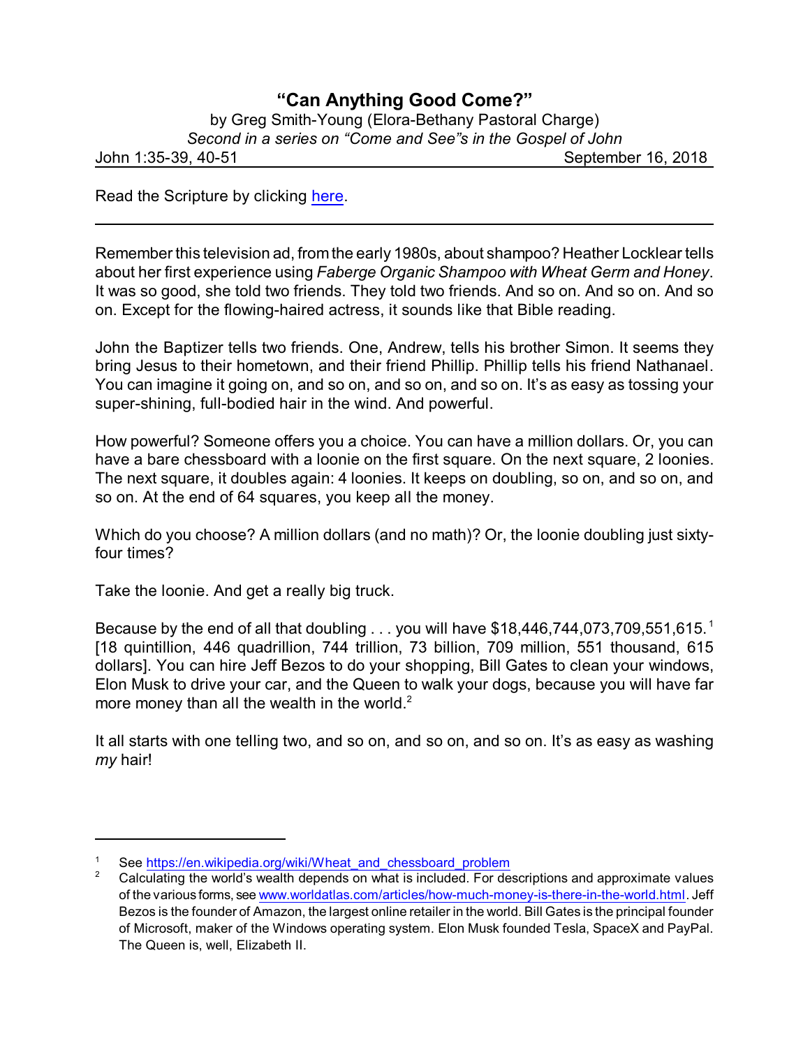# "Can Anything Good Come?"

by Greg Smith-Young (Elora-Bethany Pastoral Charge)

*Second in a series on "Come and See"s in the Gospel of John*

John 1:35-39, 40-51 September 16, 2018

Read the Scripture by clicking here.

---

Remember this television ad, from the early 1980s, about shampoo? Heather Locklear tells about her first experience using *Faberge Organic Shampoo with Wheat Germ and Honey*. It was so good, she told two friends. They told two friends. And so on. And so on. And so on. Except for the flowing-haired actress, it sounds like that Bible reading.

John the Baptizer tells two friends. One, Andrew, tells his brother Simon. It seems they bring Jesus to their hometown, and their friend Phillip. Phillip tells his friend Nathanael. You can imagine it going on, and so on, and so on, and so on. It's as easy as tossing your super-shining, full-bodied hair in the wind. And powerful.

How powerful? Someone offers you a choice. You can have a million dollars. Or, you can have a bare chessboard with a loonie on the first square. On the next square, 2 loonies. The next square, it doubles again: 4 loonies. It keeps on doubling, so on, and so on, and so on. At the end of 64 squares, you keep all the money.

Which do you choose? A million dollars (and no math)? Or, the loonie doubling just sixty-four times?

Take the loonie. And get a really big truck.

Because by the end of all that doubling . . . you will have $18,446,744,073,709,551,615.[1] [18 quintillion, 446 quadrillion, 744 trillion, 73 billion, 709 million, 551 thousand, 615 dollars]. You can hire Jeff Bezos to do your shopping, Bill Gates to clean your windows, Elon Musk to drive your car, and the Queen to walk your dogs, because you will have far more money than all the wealth in the world.[2]

It all starts with one telling two, and so on, and so on, and so on. It's as easy as washing *my* hair!

---

[1] See https://en.wikipedia.org/wiki/Wheat_and_chessboard_problem

[2] Calculating the world's wealth depends on what is included. For descriptions and approximate values of the various forms, see www.worldatlas.com/articles/how-much-money-is-there-in-the-world.html. Jeff Bezos is the founder of Amazon, the largest online retailer in the world. Bill Gates is the principal founder of Microsoft, maker of the Windows operating system. Elon Musk founded Tesla, SpaceX and PayPal. The Queen is, well, Elizabeth II.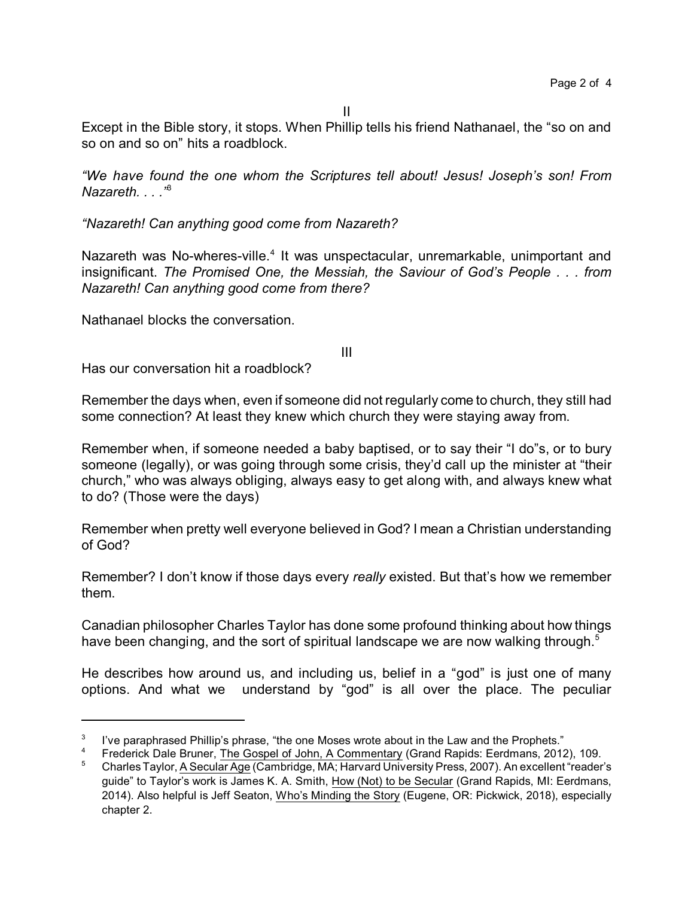II

Except in the Bible story, it stops. When Phillip tells his friend Nathanael, the "so on and so on and so on" hits a roadblock.

*"We have found the one whom the Scriptures tell about! Jesus! Joseph's son! From Nazareth. . . ."*[3]

*"Nazareth! Can anything good come from Nazareth?*

Nazareth was No-wheres-ville.[4] It was unspectacular, unremarkable, unimportant and insignificant. *The Promised One, the Messiah, the Saviour of God's People . . . from Nazareth! Can anything good come from there?*

Nathanael blocks the conversation.

III

Has our conversation hit a roadblock?

Remember the days when, even if someone did not regularly come to church, they still had some connection? At least they knew which church they were staying away from.

Remember when, if someone needed a baby baptised, or to say their "I do"s, or to bury someone (legally), or was going through some crisis, they'd call up the minister at "their church," who was always obliging, always easy to get along with, and always knew what to do? (Those were the days)

Remember when pretty well everyone believed in God? I mean a Christian understanding of God?

Remember? I don't know if those days every *really* existed. But that's how we remember them.

Canadian philosopher Charles Taylor has done some profound thinking about how things have been changing, and the sort of spiritual landscape we are now walking through.[5]

He describes how around us, and including us, belief in a "god" is just one of many options. And what we understand by "god" is all over the place. The peculiar

---

[3] I've paraphrased Phillip's phrase, "the one Moses wrote about in the Law and the Prophets."

[4] Frederick Dale Bruner, The Gospel of John, A Commentary (Grand Rapids: Eerdmans, 2012), 109.

[5] Charles Taylor, A Secular Age (Cambridge, MA; Harvard University Press, 2007). An excellent "reader's guide" to Taylor's work is James K. A. Smith, How (Not) to be Secular (Grand Rapids, MI: Eerdmans, 2014). Also helpful is Jeff Seaton, Who's Minding the Story (Eugene, OR: Pickwick, 2018), especially chapter 2.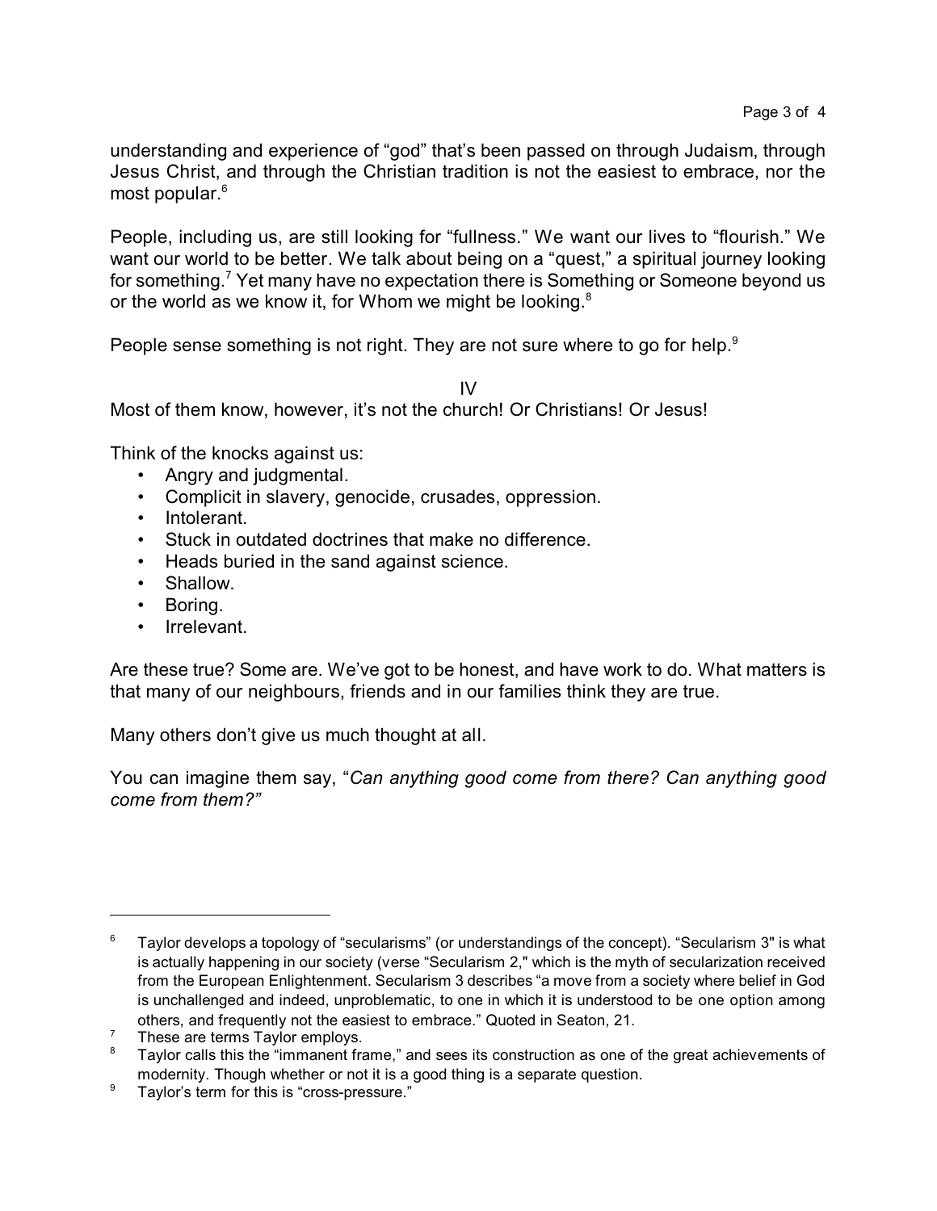understanding and experience of "god" that's been passed on through Judaism, through Jesus Christ, and through the Christian tradition is not the easiest to embrace, nor the most popular.[6]

People, including us, are still looking for "fullness." We want our lives to "flourish." We want our world to be better. We talk about being on a "quest," a spiritual journey looking for something.[7] Yet many have no expectation there is Something or Someone beyond us or the world as we know it, for Whom we might be looking.[8]

People sense something is not right. They are not sure where to go for help.[9]

## IV

Most of them know, however, it's not the church! Or Christians! Or Jesus!

Think of the knocks against us:

- Angry and judgmental.
- Complicit in slavery, genocide, crusades, oppression.
- Intolerant.
- Stuck in outdated doctrines that make no difference.
- Heads buried in the sand against science.
- Shallow.
- Boring.
- Irrelevant.

Are these true? Some are. We've got to be honest, and have work to do. What matters is that many of our neighbours, friends and in our families think they are true.

Many others don't give us much thought at all.

You can imagine them say, "*Can anything good come from there? Can anything good come from them?"*

---

[6] Taylor develops a topology of "secularisms" (or understandings of the concept). "Secularism 3" is what is actually happening in our society (verse "Secularism 2," which is the myth of secularization received from the European Enlightenment. Secularism 3 describes "a move from a society where belief in God is unchallenged and indeed, unproblematic, to one in which it is understood to be one option among others, and frequently not the easiest to embrace." Quoted in Seaton, 21.

[7] These are terms Taylor employs.

[8] Taylor calls this the "immanent frame," and sees its construction as one of the great achievements of modernity. Though whether or not it is a good thing is a separate question.

[9] Taylor's term for this is "cross-pressure."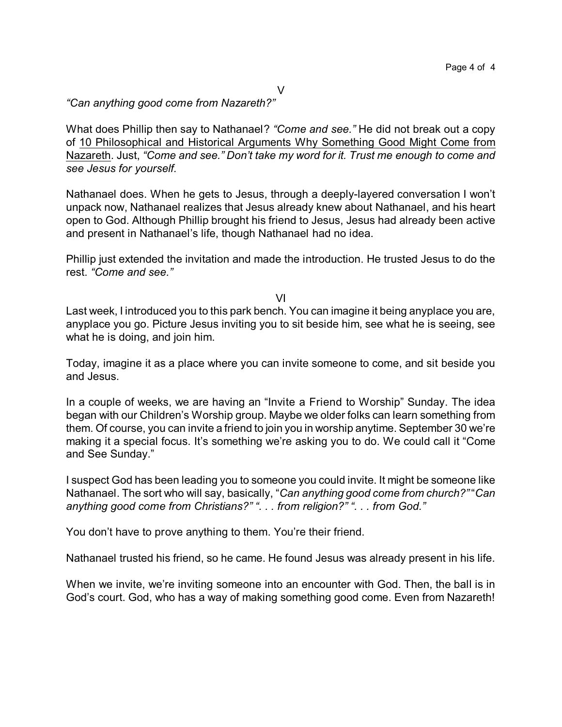V

*"Can anything good come from Nazareth?"*

What does Phillip then say to Nathanael? *"Come and see."* He did not break out a copy of <u>10 Philosophical and Historical Arguments Why Something Good Might Come from Nazareth</u>. Just, *"Come and see." Don't take my word for it. Trust me enough to come and see Jesus for yourself.*

Nathanael does. When he gets to Jesus, through a deeply-layered conversation I won't unpack now, Nathanael realizes that Jesus already knew about Nathanael, and his heart open to God. Although Phillip brought his friend to Jesus, Jesus had already been active and present in Nathanael's life, though Nathanael had no idea.

Phillip just extended the invitation and made the introduction. He trusted Jesus to do the rest. *"Come and see."*

VI

Last week, I introduced you to this park bench. You can imagine it being anyplace you are, anyplace you go. Picture Jesus inviting you to sit beside him, see what he is seeing, see what he is doing, and join him.

Today, imagine it as a place where you can invite someone to come, and sit beside you and Jesus.

In a couple of weeks, we are having an "Invite a Friend to Worship" Sunday. The idea began with our Children's Worship group. Maybe we older folks can learn something from them. Of course, you can invite a friend to join you in worship anytime. September 30 we're making it a special focus. It's something we're asking you to do. We could call it "Come and See Sunday."

I suspect God has been leading you to someone you could invite. It might be someone like Nathanael. The sort who will say, basically, "*Can anything good come from church?*" "*Can anything good come from Christians?" ". . . from religion?" ". . . from God."*

You don't have to prove anything to them. You're their friend.

Nathanael trusted his friend, so he came. He found Jesus was already present in his life.

When we invite, we're inviting someone into an encounter with God. Then, the ball is in God's court. God, who has a way of making something good come. Even from Nazareth!